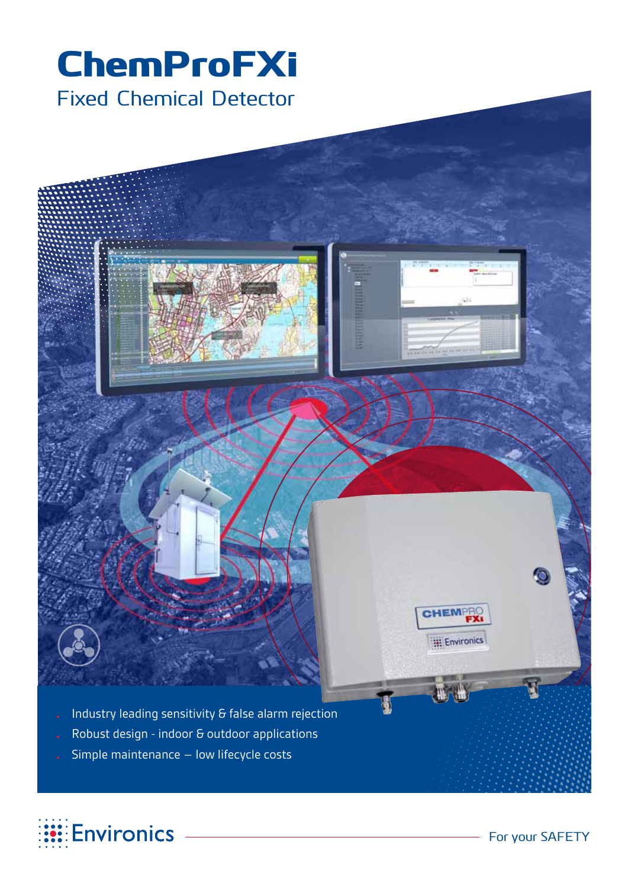# ChemProFXi

## Fixed Chemical Detector

- Industry leading sensitivity & false alarm rejection
- Robust design - indoor & outdoor applications
- Simple maintenance – low lifecycle costs

Environics

For your SAFETY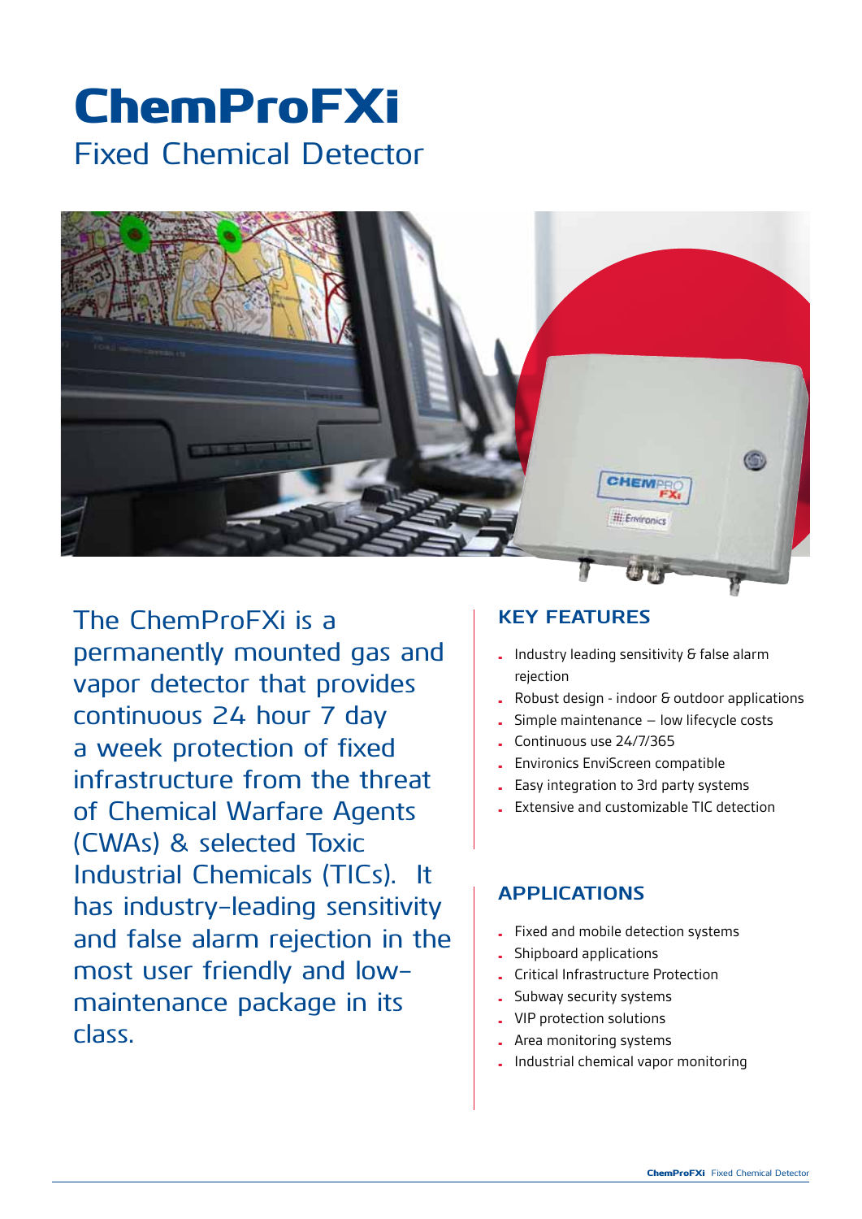# ChemProFXi

## Fixed Chemical Detector

The ChemProFXi is a permanently mounted gas and vapor detector that provides continuous 24 hour 7 day a week protection of fixed infrastructure from the threat of Chemical Warfare Agents (CWAs) & selected Toxic Industrial Chemicals (TICs). It has industry-leading sensitivity and false alarm rejection in the most user friendly and low-maintenance package in its class.

## KEY FEATURES

- Industry leading sensitivity & false alarm rejection
- Robust design - indoor & outdoor applications
- Simple maintenance – low lifecycle costs
- Continuous use 24/7/365
- Environics EnviScreen compatible
- Easy integration to 3rd party systems
- Extensive and customizable TIC detection

## APPLICATIONS

- Fixed and mobile detection systems
- Shipboard applications
- Critical Infrastructure Protection
- Subway security systems
- VIP protection solutions
- Area monitoring systems
- Industrial chemical vapor monitoring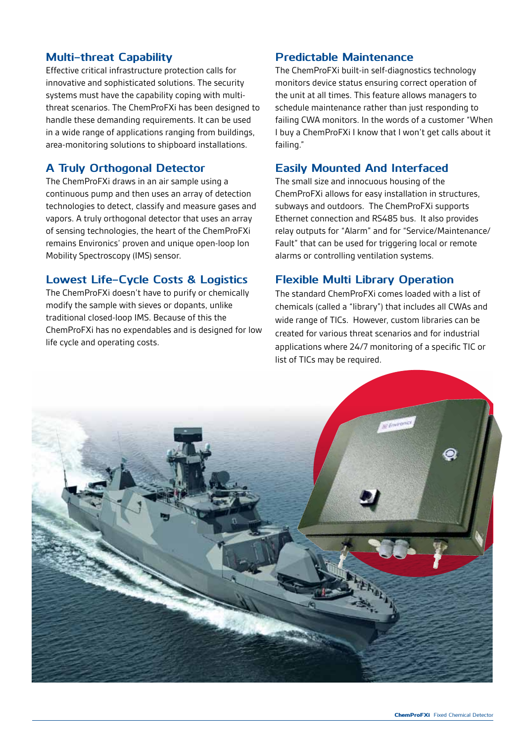## Multi-threat Capability

Effective critical infrastructure protection calls for innovative and sophisticated solutions. The security systems must have the capability coping with multi-threat scenarios. The ChemProFXi has been designed to handle these demanding requirements. It can be used in a wide range of applications ranging from buildings, area-monitoring solutions to shipboard installations.

## A Truly Orthogonal Detector

The ChemProFXi draws in an air sample using a continuous pump and then uses an array of detection technologies to detect, classify and measure gases and vapors. A truly orthogonal detector that uses an array of sensing technologies, the heart of the ChemProFXi remains Environics' proven and unique open-loop Ion Mobility Spectroscopy (IMS) sensor.

## Lowest Life-Cycle Costs & Logistics

The ChemProFXi doesn't have to purify or chemically modify the sample with sieves or dopants, unlike traditional closed-loop IMS. Because of this the ChemProFXi has no expendables and is designed for low life cycle and operating costs.

## Predictable Maintenance

The ChemProFXi built-in self-diagnostics technology monitors device status ensuring correct operation of the unit at all times. This feature allows managers to schedule maintenance rather than just responding to failing CWA monitors. In the words of a customer "When I buy a ChemProFXi I know that I won't get calls about it failing."

## Easily Mounted And Interfaced

The small size and innocuous housing of the ChemProFXi allows for easy installation in structures, subways and outdoors. The ChemProFXi supports Ethernet connection and RS485 bus. It also provides relay outputs for "Alarm" and for "Service/Maintenance/ Fault" that can be used for triggering local or remote alarms or controlling ventilation systems.

## Flexible Multi Library Operation

The standard ChemProFXi comes loaded with a list of chemicals (called a "library") that includes all CWAs and wide range of TICs. However, custom libraries can be created for various threat scenarios and for industrial applications where 24/7 monitoring of a specific TIC or list of TICs may be required.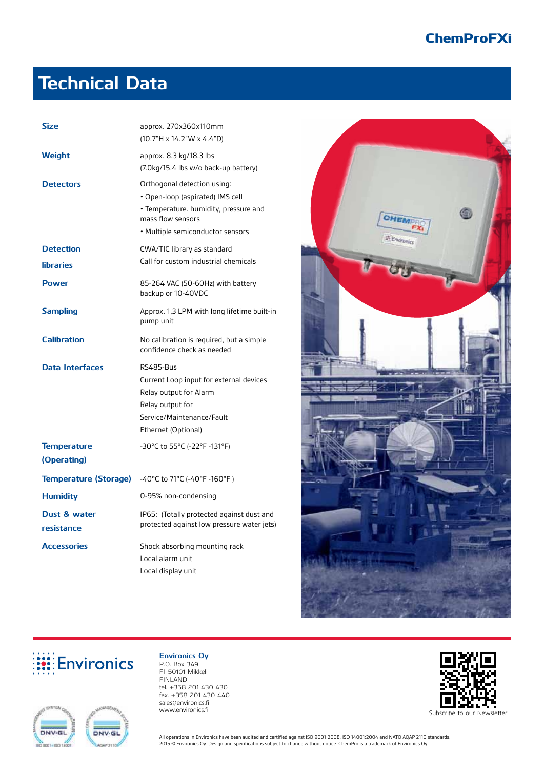# Technical Data

| | |
|---|---|
| **Size** | approx. 270x360x110mm (10.7"H x 14.2"W x 4.4"D) |
| **Weight** | approx. 8.3 kg/18.3 lbs (7.0kg/15.4 lbs w/o back-up battery) |
| **Detectors** | Orthogonal detection using: • Open-loop (aspirated) IMS cell • Temperature. humidity, pressure and mass flow sensors • Multiple semiconductor sensors |
| **Detection libraries** | CWA/TIC library as standard Call for custom industrial chemicals |
| **Power** | 85-264 VAC (50-60Hz) with battery backup or 10-40VDC |
| **Sampling** | Approx. 1,3 LPM with long lifetime built-in pump unit |
| **Calibration** | No calibration is required, but a simple confidence check as needed |
| **Data Interfaces** | RS485-Bus Current Loop input for external devices Relay output for Alarm Relay output for Service/Maintenance/Fault Ethernet (Optional) |
| **Temperature (Operating)** | -30°C to 55°C (-22°F -131°F) |
| **Temperature (Storage)** | -40°C to 71°C (-40°F -160°F ) |
| **Humidity** | 0-95% non-condensing |
| **Dust & water resistance** | IP65: (Totally protected against dust and protected against low pressure water jets) |
| **Accessories** | Shock absorbing mounting rack Local alarm unit Local display unit |

**Environics Oy**
P.O. Box 349
FI-50101 Mikkeli
FINLAND
tel. +358 201 430 430
fax. +358 201 430 440
sales@environics.fi
www.environics.fi

Subscribe to our Newsletter

All operations in Environics have been audited and certified against ISO 9001:2008, ISO 14001:2004 and NATO AQAP 2110 standards.
2015 © Environics Oy. Design and specifications subject to change without notice. ChemPro is a trademark of Environics Oy.